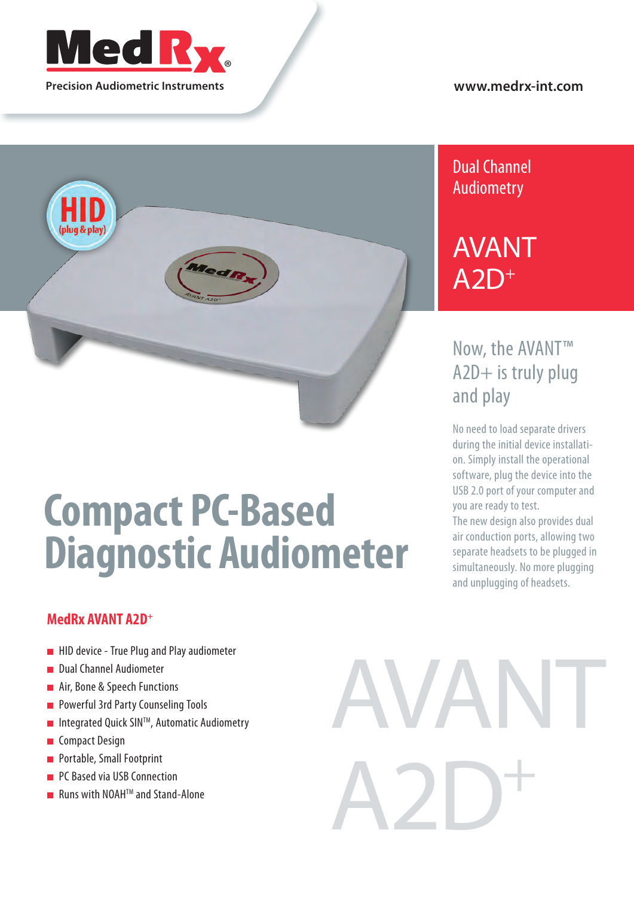MedRx®

Precision Audiometric Instruments

www.medrx-int.com

HID (plug & play)

Dual Channel Audiometry

# AVANT A2D+

## Now, the AVANT™ A2D+ is truly plug and play

No need to load separate drivers during the initial device installation. Simply install the operational software, plug the device into the USB 2.0 port of your computer and you are ready to test.

The new design also provides dual air conduction ports, allowing two separate headsets to be plugged in simultaneously. No more plugging and unplugging of headsets.

# Compact PC-Based Diagnostic Audiometer

### MedRx AVANT A2D+

- HID device - True Plug and Play audiometer
- Dual Channel Audiometer
- Air, Bone & Speech Functions
- Powerful 3rd Party Counseling Tools
- Integrated Quick SIN™, Automatic Audiometry
- Compact Design
- Portable, Small Footprint
- PC Based via USB Connection
- Runs with NOAH™ and Stand-Alone

AVANT A2D+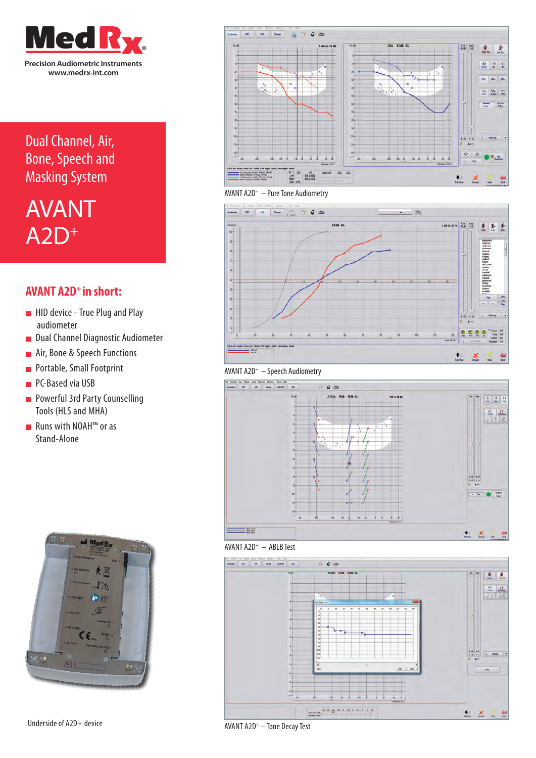# MedRx

Precision Audiometric Instruments
www.medrx-int.com

Dual Channel, Air, Bone, Speech and Masking System

# AVANT A2D+

## AVANT A2D+ in short:

- HID device - True Plug and Play audiometer
- Dual Channel Diagnostic Audiometer
- Air, Bone & Speech Functions
- Portable, Small Footprint
- PC-Based via USB
- Powerful 3rd Party Counselling Tools (HLS and MHA)
- Runs with NOAH™ or as Stand-Alone

Underside of A2D+ device

AVANT A2D+ – Pure Tone Audiometry

AVANT A2D+ – Speech Audiometry

AVANT A2D+ – ABLB Test

AVANT A2D+ – Tone Decay Test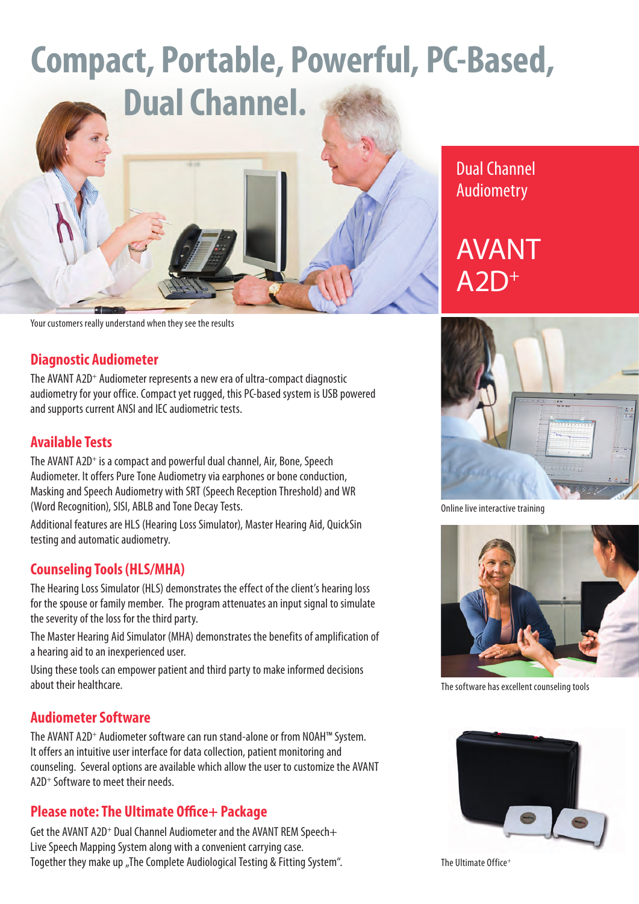# Compact, Portable, Powerful, PC-Based, Dual Channel.

Your customers really understand when they see the results

Dual Channel Audiometry

AVANT $A2D^+$

## Diagnostic Audiometer

The AVANT $A2D^+$ Audiometer represents a new era of ultra-compact diagnostic audiometry for your office. Compact yet rugged, this PC-based system is USB powered and supports current ANSI and IEC audiometric tests.

## Available Tests

The AVANT $A2D^+$ is a compact and powerful dual channel, Air, Bone, Speech Audiometer. It offers Pure Tone Audiometry via earphones or bone conduction, Masking and Speech Audiometry with SRT (Speech Reception Threshold) and WR (Word Recognition), SISI, ABLB and Tone Decay Tests.

Additional features are HLS (Hearing Loss Simulator), Master Hearing Aid, QuickSin testing and automatic audiometry.

## Counseling Tools (HLS/MHA)

The Hearing Loss Simulator (HLS) demonstrates the effect of the client's hearing loss for the spouse or family member. The program attenuates an input signal to simulate the severity of the loss for the third party.

The Master Hearing Aid Simulator (MHA) demonstrates the benefits of amplification of a hearing aid to an inexperienced user.

Using these tools can empower patient and third party to make informed decisions about their healthcare.

## Audiometer Software

The AVANT $A2D^+$ Audiometer software can run stand-alone or from NOAH™ System. It offers an intuitive user interface for data collection, patient monitoring and counseling. Several options are available which allow the user to customize the AVANT $A2D^+$ Software to meet their needs.

## Please note: The Ultimate Office+ Package

Get the AVANT $A2D^+$ Dual Channel Audiometer and the AVANT REM Speech+ Live Speech Mapping System along with a convenient carrying case. Together they make up „The Complete Audiological Testing & Fitting System".

Online live interactive training

The software has excellent counseling tools

The Ultimate $Office^+$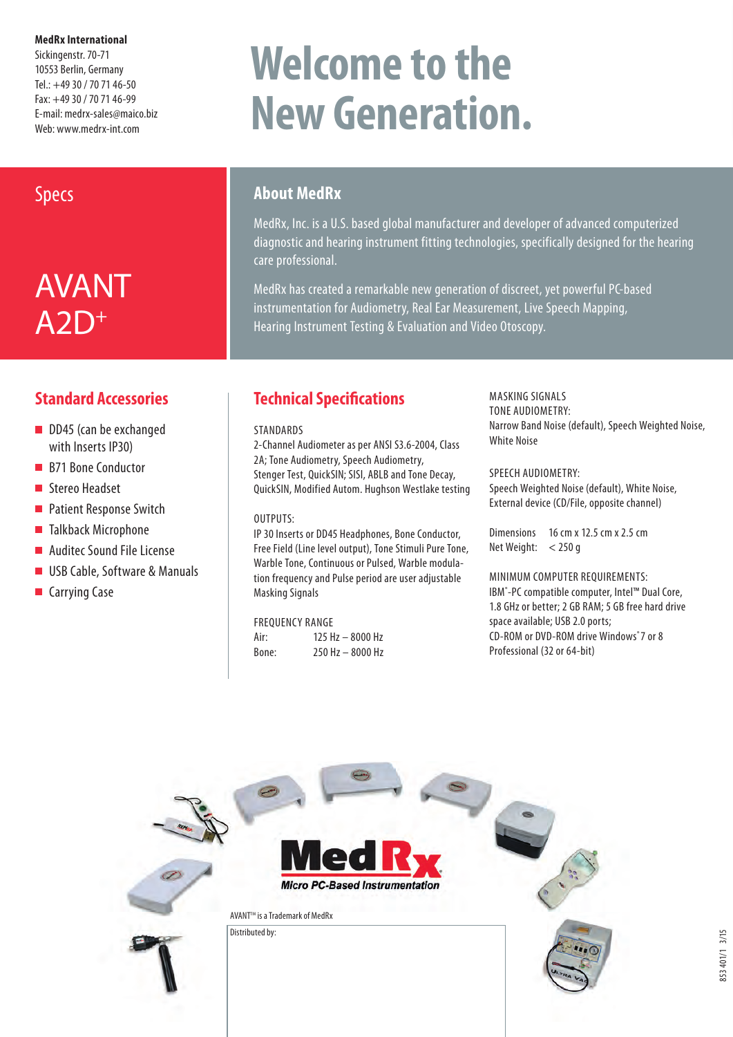**MedRx International**
Sickingenstr. 70-71
10553 Berlin, Germany
Tel.: +49 30 / 70 71 46-50
Fax: +49 30 / 70 71 46-99
E-mail: medrx-sales@maico.biz
Web: www.medrx-int.com

# Welcome to the New Generation.

## Specs

# AVANT A2D+

## About MedRx

MedRx, Inc. is a U.S. based global manufacturer and developer of advanced computerized diagnostic and hearing instrument fitting technologies, specifically designed for the hearing care professional.

MedRx has created a remarkable new generation of discreet, yet powerful PC-based instrumentation for Audiometry, Real Ear Measurement, Live Speech Mapping, Hearing Instrument Testing & Evaluation and Video Otoscopy.

## Standard Accessories

- DD45 (can be exchanged with Inserts IP30)
- B71 Bone Conductor
- Stereo Headset
- Patient Response Switch
- Talkback Microphone
- Auditec Sound File License
- USB Cable, Software & Manuals
- Carrying Case

## Technical Specifications

STANDARDS
2-Channel Audiometer as per ANSI S3.6-2004, Class 2A; Tone Audiometry, Speech Audiometry, Stenger Test, QuickSIN; SISI, ABLB and Tone Decay, QuickSIN, Modified Autom. Hughson Westlake testing

OUTPUTS:
IP 30 Inserts or DD45 Headphones, Bone Conductor, Free Field (Line level output), Tone Stimuli Pure Tone, Warble Tone, Continuous or Pulsed, Warble modulation frequency and Pulse period are user adjustable Masking Signals

FREQUENCY RANGE

| | |
|---|---|
| Air: | 125 Hz – 8000 Hz |
| Bone: | 250 Hz – 8000 Hz |

MASKING SIGNALS
TONE AUDIOMETRY:
Narrow Band Noise (default), Speech Weighted Noise, White Noise

SPEECH AUDIOMETRY:
Speech Weighted Noise (default), White Noise, External device (CD/File, opposite channel)

| | |
|---|---|
| Dimensions | 16 cm x 12.5 cm x 2.5 cm |
| Net Weight: | < 250 g |

MINIMUM COMPUTER REQUIREMENTS:
IBM®-PC compatible computer, Intel™ Dual Core, 1.8 GHz or better; 2 GB RAM; 5 GB free hard drive space available; USB 2.0 ports; CD-ROM or DVD-ROM drive Windows® 7 or 8 Professional (32 or 64-bit)

MedRx
Micro PC-Based Instrumentation

AVANT™ is a Trademark of MedRx

Distributed by:

853 401/1 3/15